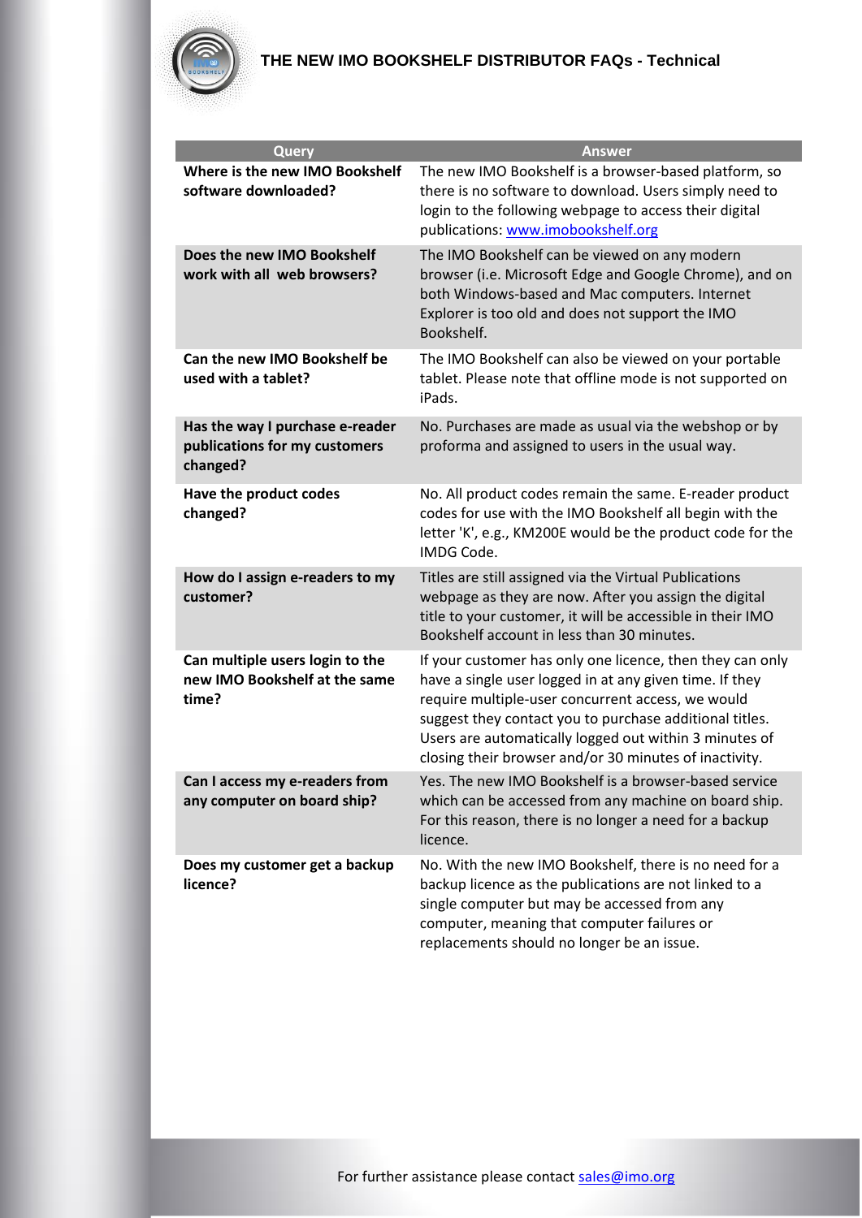# THE NEW IMO BOOKSHELF DISTRIBUTOR FAQs - Technical

| Query | Answer |
|---|---|
| **Where is the new IMO Bookshelf software downloaded?** | The new IMO Bookshelf is a browser-based platform, so there is no software to download. Users simply need to login to the following webpage to access their digital publications: www.imobookshelf.org |
| **Does the new IMO Bookshelf work with all web browsers?** | The IMO Bookshelf can be viewed on any modern browser (i.e. Microsoft Edge and Google Chrome), and on both Windows-based and Mac computers. Internet Explorer is too old and does not support the IMO Bookshelf. |
| **Can the new IMO Bookshelf be used with a tablet?** | The IMO Bookshelf can also be viewed on your portable tablet. Please note that offline mode is not supported on iPads. |
| **Has the way I purchase e-reader publications for my customers changed?** | No. Purchases are made as usual via the webshop or by proforma and assigned to users in the usual way. |
| **Have the product codes changed?** | No. All product codes remain the same. E-reader product codes for use with the IMO Bookshelf all begin with the letter 'K', e.g., KM200E would be the product code for the IMDG Code. |
| **How do I assign e-readers to my customer?** | Titles are still assigned via the Virtual Publications webpage as they are now. After you assign the digital title to your customer, it will be accessible in their IMO Bookshelf account in less than 30 minutes. |
| **Can multiple users login to the new IMO Bookshelf at the same time?** | If your customer has only one licence, then they can only have a single user logged in at any given time. If they require multiple-user concurrent access, we would suggest they contact you to purchase additional titles. Users are automatically logged out within 3 minutes of closing their browser and/or 30 minutes of inactivity. |
| **Can I access my e-readers from any computer on board ship?** | Yes. The new IMO Bookshelf is a browser-based service which can be accessed from any machine on board ship. For this reason, there is no longer a need for a backup licence. |
| **Does my customer get a backup licence?** | No. With the new IMO Bookshelf, there is no need for a backup licence as the publications are not linked to a single computer but may be accessed from any computer, meaning that computer failures or replacements should no longer be an issue. |

For further assistance please contact sales@imo.org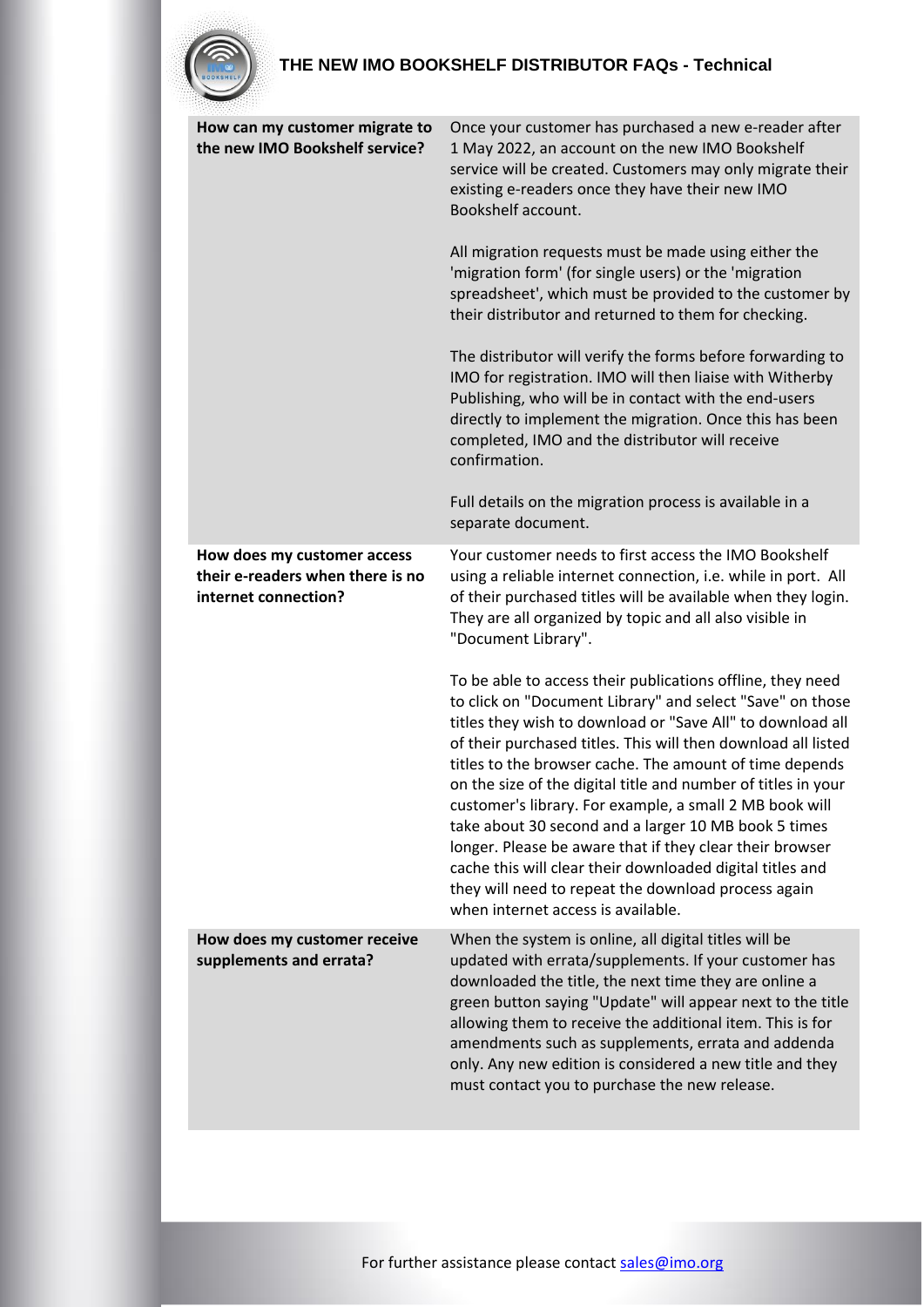# THE NEW IMO BOOKSHELF DISTRIBUTOR FAQs - Technical

| | |
|---|---|
| **How can my customer migrate to the new IMO Bookshelf service?** | Once your customer has purchased a new e-reader after 1 May 2022, an account on the new IMO Bookshelf service will be created. Customers may only migrate their existing e-readers once they have their new IMO Bookshelf account.<br><br>All migration requests must be made using either the 'migration form' (for single users) or the 'migration spreadsheet', which must be provided to the customer by their distributor and returned to them for checking.<br><br>The distributor will verify the forms before forwarding to IMO for registration. IMO will then liaise with Witherby Publishing, who will be in contact with the end-users directly to implement the migration. Once this has been completed, IMO and the distributor will receive confirmation.<br><br>Full details on the migration process is available in a separate document. |
| **How does my customer access their e-readers when there is no internet connection?** | Your customer needs to first access the IMO Bookshelf using a reliable internet connection, i.e. while in port. All of their purchased titles will be available when they login. They are all organized by topic and all also visible in "Document Library".<br><br>To be able to access their publications offline, they need to click on "Document Library" and select "Save" on those titles they wish to download or "Save All" to download all of their purchased titles. This will then download all listed titles to the browser cache. The amount of time depends on the size of the digital title and number of titles in your customer's library. For example, a small 2 MB book will take about 30 second and a larger 10 MB book 5 times longer. Please be aware that if they clear their browser cache this will clear their downloaded digital titles and they will need to repeat the download process again when internet access is available. |
| **How does my customer receive supplements and errata?** | When the system is online, all digital titles will be updated with errata/supplements. If your customer has downloaded the title, the next time they are online a green button saying "Update" will appear next to the title allowing them to receive the additional item. This is for amendments such as supplements, errata and addenda only. Any new edition is considered a new title and they must contact you to purchase the new release. |

For further assistance please contact sales@imo.org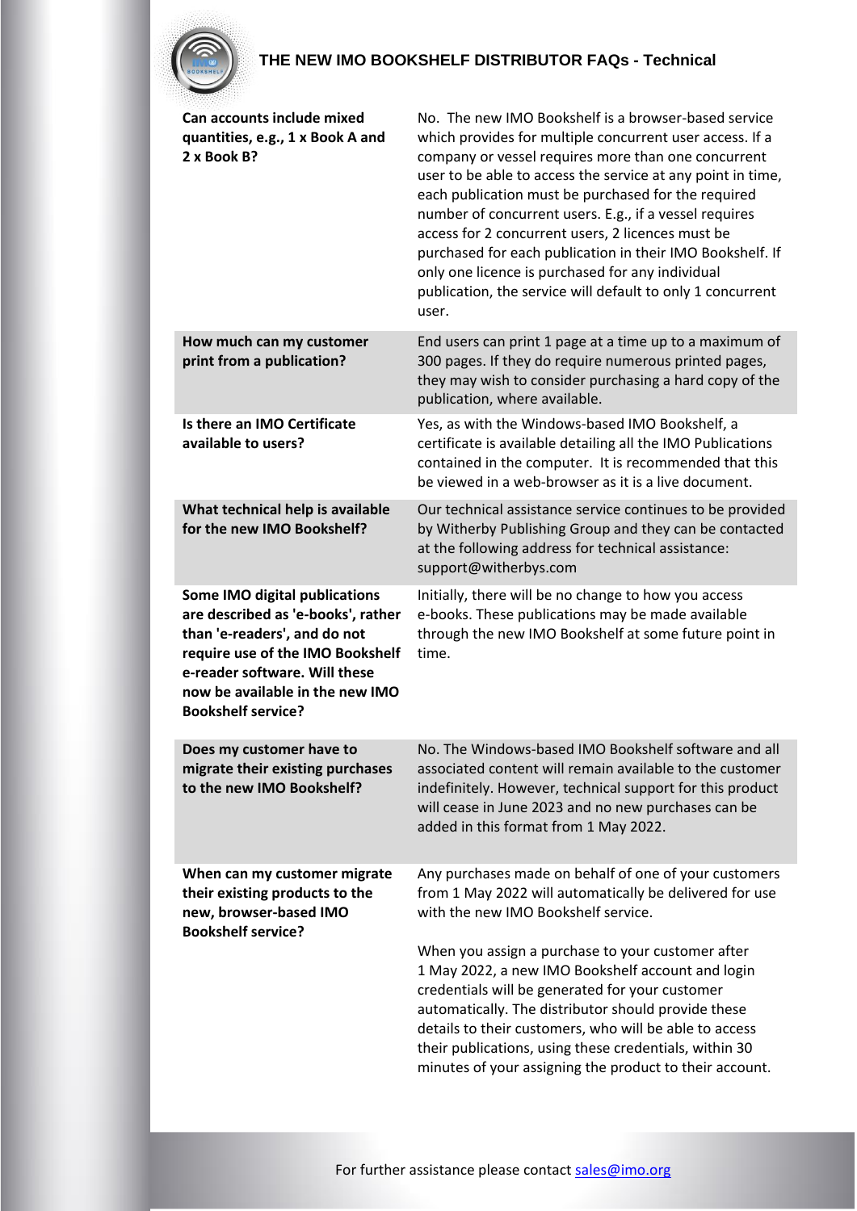# THE NEW IMO BOOKSHELF DISTRIBUTOR FAQs - Technical

| Question | Answer |
| --- | --- |
| **Can accounts include mixed quantities, e.g., 1 x Book A and 2 x Book B?** | No. The new IMO Bookshelf is a browser-based service which provides for multiple concurrent user access. If a company or vessel requires more than one concurrent user to be able to access the service at any point in time, each publication must be purchased for the required number of concurrent users. E.g., if a vessel requires access for 2 concurrent users, 2 licences must be purchased for each publication in their IMO Bookshelf. If only one licence is purchased for any individual publication, the service will default to only 1 concurrent user. |
| **How much can my customer print from a publication?** | End users can print 1 page at a time up to a maximum of 300 pages. If they do require numerous printed pages, they may wish to consider purchasing a hard copy of the publication, where available. |
| **Is there an IMO Certificate available to users?** | Yes, as with the Windows-based IMO Bookshelf, a certificate is available detailing all the IMO Publications contained in the computer. It is recommended that this be viewed in a web-browser as it is a live document. |
| **What technical help is available for the new IMO Bookshelf?** | Our technical assistance service continues to be provided by Witherby Publishing Group and they can be contacted at the following address for technical assistance: support@witherbys.com |
| **Some IMO digital publications are described as 'e-books', rather than 'e-readers', and do not require use of the IMO Bookshelf e-reader software. Will these now be available in the new IMO Bookshelf service?** | Initially, there will be no change to how you access e-books. These publications may be made available through the new IMO Bookshelf at some future point in time. |
| **Does my customer have to migrate their existing purchases to the new IMO Bookshelf?** | No. The Windows-based IMO Bookshelf software and all associated content will remain available to the customer indefinitely. However, technical support for this product will cease in June 2023 and no new purchases can be added in this format from 1 May 2022. |
| **When can my customer migrate their existing products to the new, browser-based IMO Bookshelf service?** | Any purchases made on behalf of one of your customers from 1 May 2022 will automatically be delivered for use with the new IMO Bookshelf service.<br><br>When you assign a purchase to your customer after 1 May 2022, a new IMO Bookshelf account and login credentials will be generated for your customer automatically. The distributor should provide these details to their customers, who will be able to access their publications, using these credentials, within 30 minutes of your assigning the product to their account. |

For further assistance please contact sales@imo.org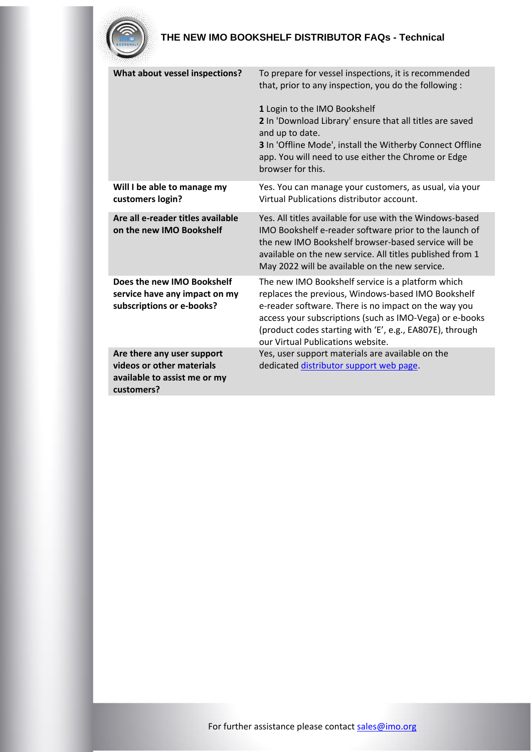| | |
|---|---|
| **What about vessel inspections?** | To prepare for vessel inspections, it is recommended that, prior to any inspection, you do the following :<br><br>**1** Login to the IMO Bookshelf<br>**2** In 'Download Library' ensure that all titles are saved and up to date.<br>**3** In 'Offline Mode', install the Witherby Connect Offline app. You will need to use either the Chrome or Edge browser for this. |
| **Will I be able to manage my customers login?** | Yes. You can manage your customers, as usual, via your Virtual Publications distributor account. |
| **Are all e-reader titles available on the new IMO Bookshelf** | Yes. All titles available for use with the Windows-based IMO Bookshelf e-reader software prior to the launch of the new IMO Bookshelf browser-based service will be available on the new service. All titles published from 1 May 2022 will be available on the new service. |
| **Does the new IMO Bookshelf service have any impact on my subscriptions or e-books?** | The new IMO Bookshelf service is a platform which replaces the previous, Windows-based IMO Bookshelf e-reader software. There is no impact on the way you access your subscriptions (such as IMO-Vega) or e-books (product codes starting with 'E', e.g., EA807E), through our Virtual Publications website. |
| **Are there any user support videos or other materials available to assist me or my customers?** | Yes, user support materials are available on the dedicated distributor support web page. |

For further assistance please contact sales@imo.org